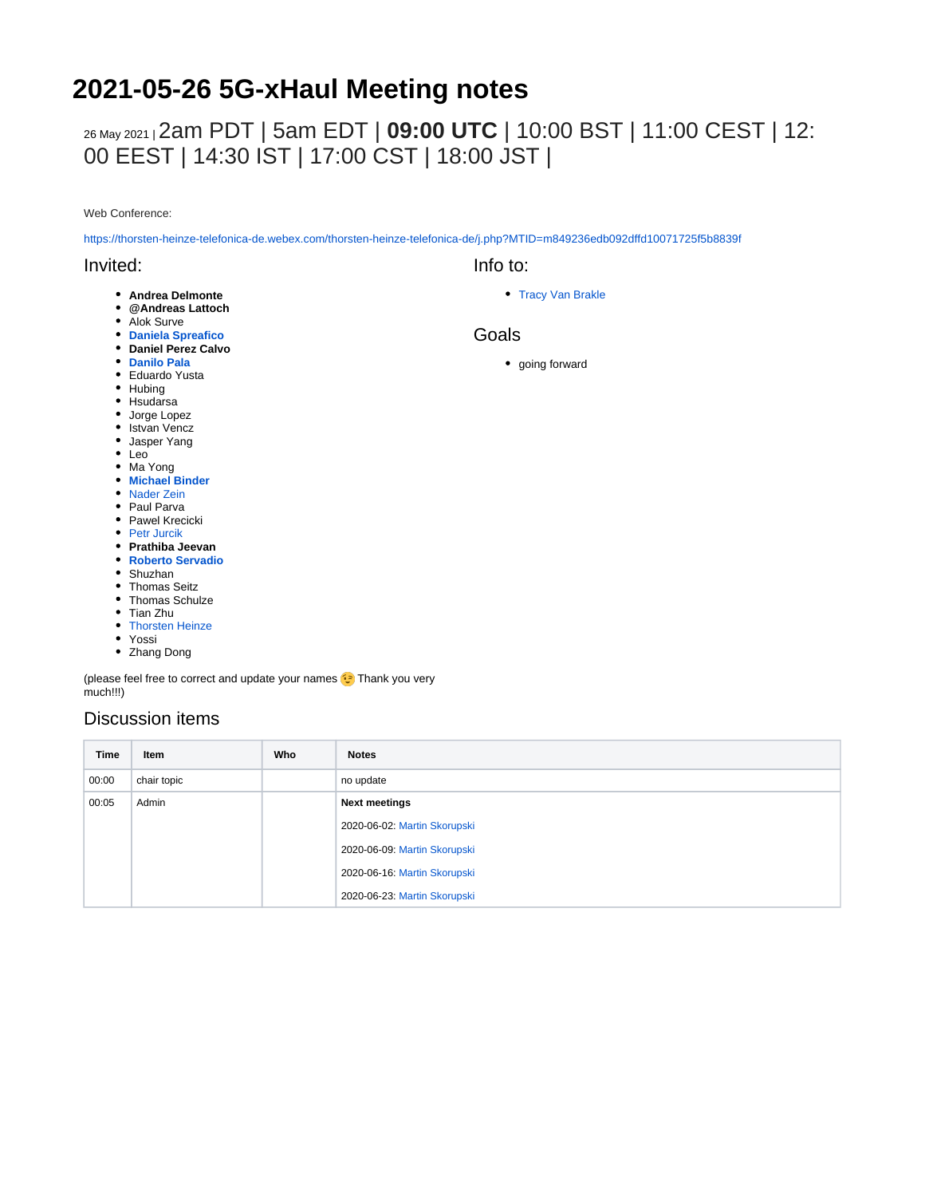# 2021-05-26 5G-xHaul Meeting notes

26 May 2021 | 2am PDT | 5am EDT | **09:00 UTC** | 10:00 BST | 11:00 CEST | 12:00 EEST | 14:30 IST | 17:00 CST | 18:00 JST |

Web Conference:

https://thorsten-heinze-telefonica-de.webex.com/thorsten-heinze-telefonica-de/j.php?MTID=m849236edb092dffd10071725f5b8839f

## Invited:

- **Andrea Delmonte**
- **@Andreas Lattoch**
- Alok Surve
- **Daniela Spreafico**
- **Daniel Perez Calvo**
- **Danilo Pala**
- Eduardo Yusta
- Hubing
- Hsudarsa
- Jorge Lopez
- Istvan Vencz
- Jasper Yang
- Leo
- Ma Yong
- **Michael Binder**
- Nader Zein
- Paul Parva
- Pawel Krecicki
- Petr Jurcik
- **Prathiba Jeevan**
- **Roberto Servadio**
- Shuzhan
- Thomas Seitz
- Thomas Schulze
- Tian Zhu
- Thorsten Heinze
- Yossi
- Zhang Dong

(please feel free to correct and update your names 😉 Thank you very much!!!)

## Info to:

- Tracy Van Brakle

## Goals

- going forward

## Discussion items

| Time | Item | Who | Notes |
|---|---|---|---|
| 00:00 | chair topic | | no update |
| 00:05 | Admin | | **Next meetings**<br>2020-06-02: Martin Skorupski<br>2020-06-09: Martin Skorupski<br>2020-06-16: Martin Skorupski<br>2020-06-23: Martin Skorupski |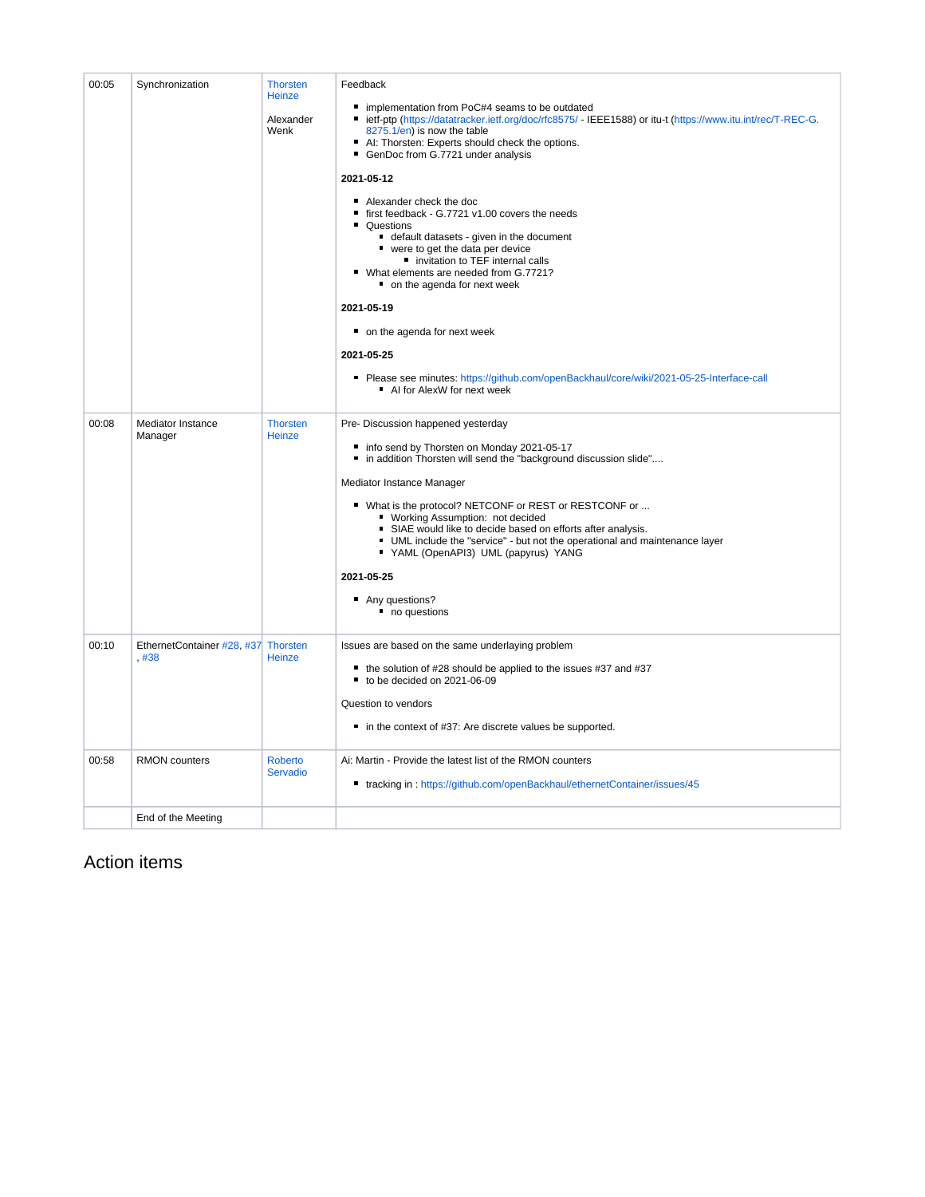| | | | |
|---|---|---|---|
| 00:05 | Synchronization | Thorsten Heinze<br><br>Alexander Wenk | Feedback<br><br>- implementation from PoC#4 seams to be outdated<br>- ietf-ptp (https://datatracker.ietf.org/doc/rfc8575/ - IEEE1588) or itu-t (https://www.itu.int/rec/T-REC-G.8275.1/en) is now the table<br>- AI: Thorsten: Experts should check the options.<br>- GenDoc from G.7721 under analysis<br><br>**2021-05-12**<br><br>- Alexander check the doc<br>- first feedback - G.7721 v1.00 covers the needs<br>- Questions<br>  - default datasets - given in the document<br>  - were to get the data per device<br>    - invitation to TEF internal calls<br>- What elements are needed from G.7721?<br>  - on the agenda for next week<br><br>**2021-05-19**<br><br>- on the agenda for next week<br><br>**2021-05-25**<br><br>- Please see minutes: https://github.com/openBackhaul/core/wiki/2021-05-25-Interface-call<br>  - AI for AlexW for next week |
| 00:08 | Mediator Instance Manager | Thorsten Heinze | Pre- Discussion happened yesterday<br><br>- info send by Thorsten on Monday 2021-05-17<br>- in addition Thorsten will send the "background discussion slide"....<br><br>Mediator Instance Manager<br><br>- What is the protocol? NETCONF or REST or RESTCONF or ...<br>  - Working Assumption: not decided<br>  - SIAE would like to decide based on efforts after analysis.<br>  - UML include the "service" - but not the operational and maintenance layer<br>  - YAML (OpenAPI3) UML (papyrus) YANG<br><br>**2021-05-25**<br><br>- Any questions?<br>  - no questions |
| 00:10 | EthernetContainer #28, #37, #38 | Thorsten Heinze | Issues are based on the same underlaying problem<br><br>- the solution of #28 should be applied to the issues #37 and #37<br>- to be decided on 2021-06-09<br><br>Question to vendors<br><br>- in the context of #37: Are discrete values be supported. |
| 00:58 | RMON counters | Roberto Servadio | Ai: Martin - Provide the latest list of the RMON counters<br><br>- tracking in : https://github.com/openBackhaul/ethernetContainer/issues/45 |
| | End of the Meeting | | |

## Action items